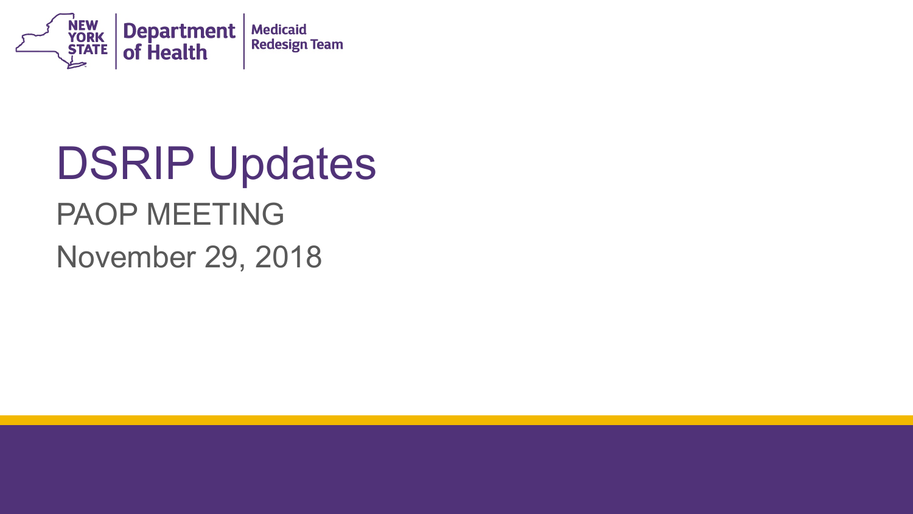NEW YORK STATE | Department of Health | Medicaid Redesign Team

# DSRIP Updates

PAOP MEETING

November 29, 2018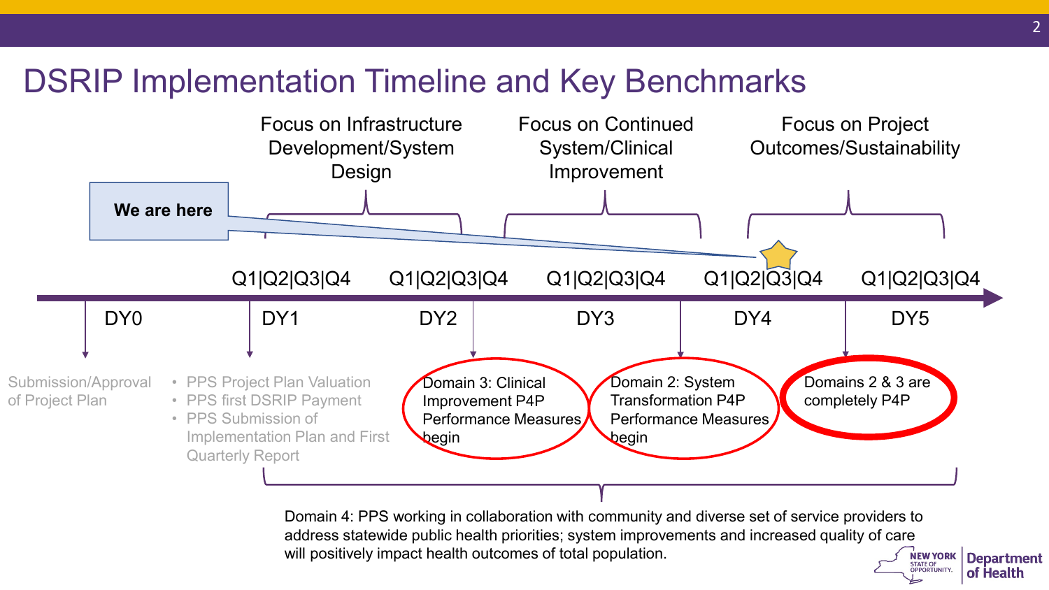# DSRIP Implementation Timeline and Key Benchmarks

Focus on Infrastructure Development/System Design

Focus on Continued System/Clinical Improvement

Focus on Project Outcomes/Sustainability

**We are here**

| DY0 | DY1 | DY2 | DY3 | DY4 | DY5 |
|---|---|---|---|---|---|
| | Q1\|Q2\|Q3\|Q4 | Q1\|Q2\|Q3\|Q4 | Q1\|Q2\|Q3\|Q4 | Q1\|Q2\|Q3\|Q4 | Q1\|Q2\|Q3\|Q4 |

Submission/Approval of Project Plan

- PPS Project Plan Valuation
- PPS first DSRIP Payment
- PPS Submission of Implementation Plan and First Quarterly Report

Domain 3: Clinical Improvement P4P Performance Measures begin

Domain 2: System Transformation P4P Performance Measures begin

Domains 2 & 3 are completely P4P

Domain 4: PPS working in collaboration with community and diverse set of service providers to address statewide public health priorities; system improvements and increased quality of care will positively impact health outcomes of total population.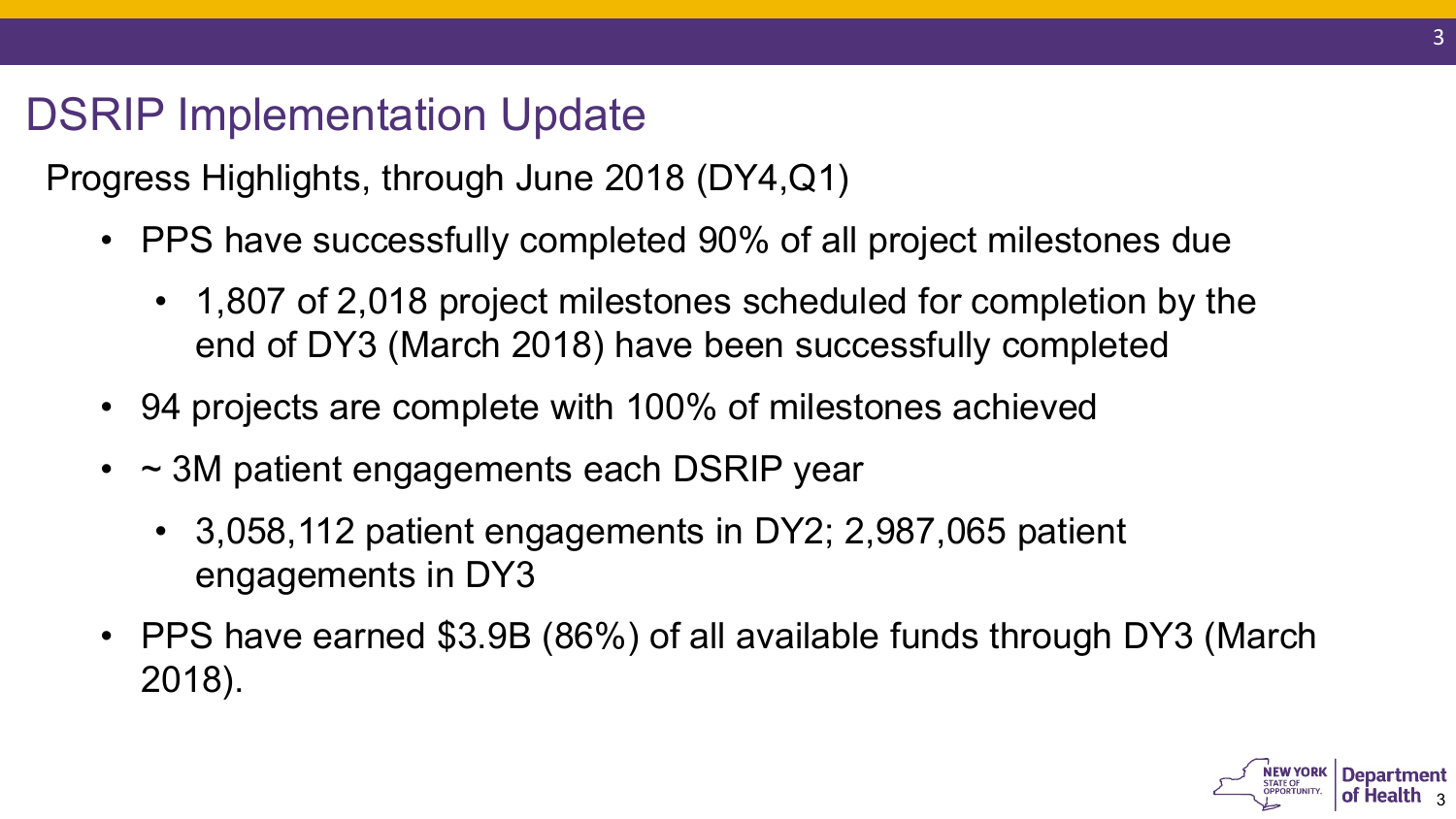# DSRIP Implementation Update

Progress Highlights, through June 2018 (DY4,Q1)

- PPS have successfully completed 90% of all project milestones due
  - 1,807 of 2,018 project milestones scheduled for completion by the end of DY3 (March 2018) have been successfully completed
- 94 projects are complete with 100% of milestones achieved
- ~ 3M patient engagements each DSRIP year
  - 3,058,112 patient engagements in DY2; 2,987,065 patient engagements in DY3
- PPS have earned $3.9B (86%) of all available funds through DY3 (March 2018).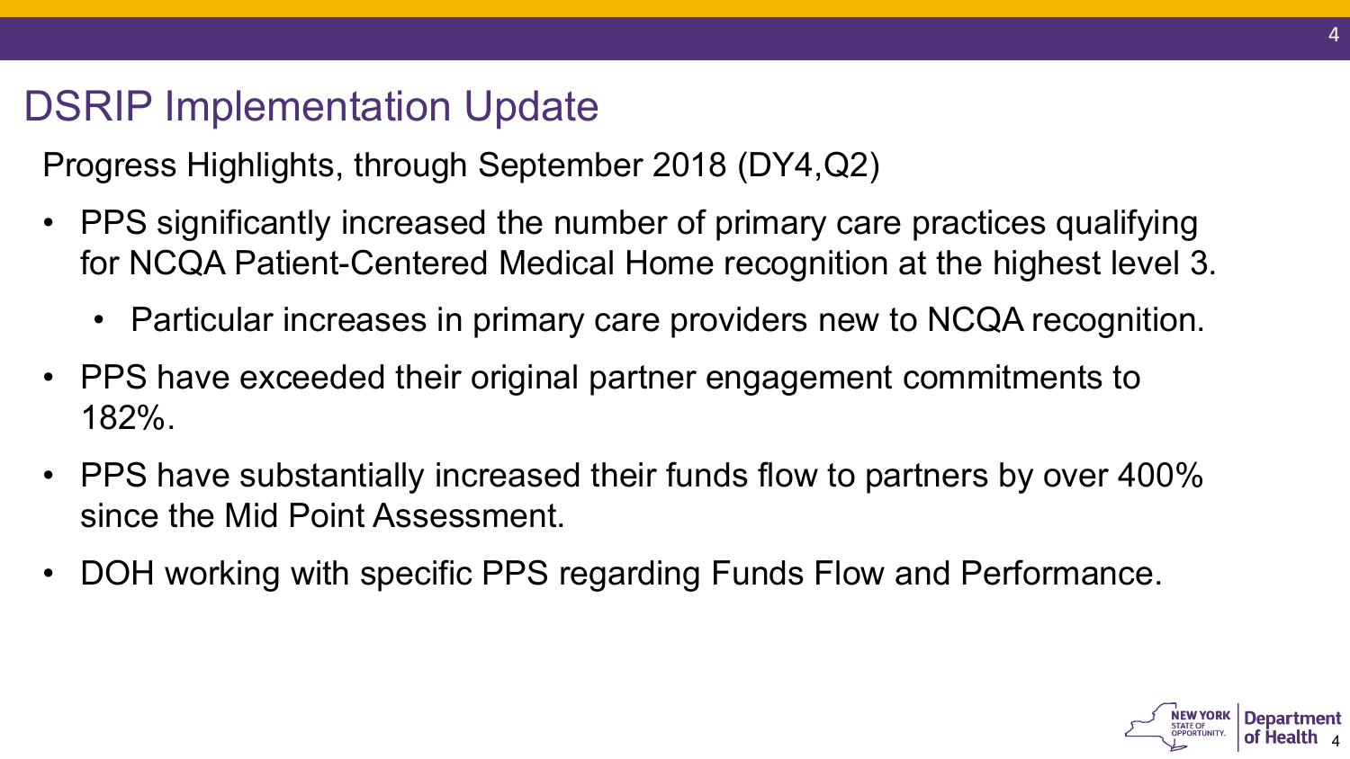# DSRIP Implementation Update

Progress Highlights, through September 2018 (DY4,Q2)

- PPS significantly increased the number of primary care practices qualifying for NCQA Patient-Centered Medical Home recognition at the highest level 3.
  - Particular increases in primary care providers new to NCQA recognition.
- PPS have exceeded their original partner engagement commitments to 182%.
- PPS have substantially increased their funds flow to partners by over 400% since the Mid Point Assessment.
- DOH working with specific PPS regarding Funds Flow and Performance.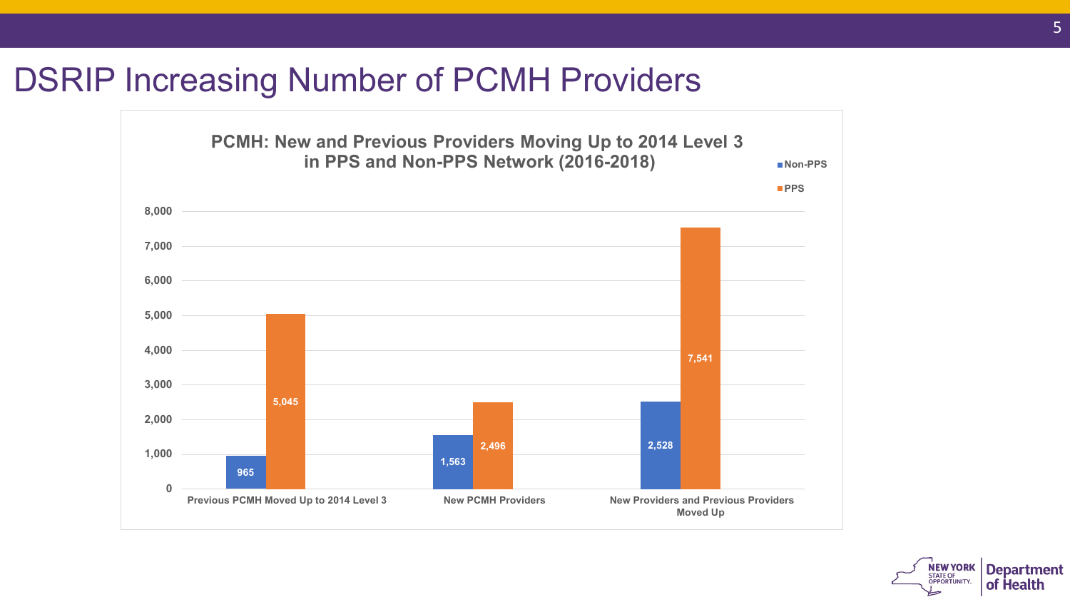# DSRIP Increasing Number of PCMH Providers

**PCMH: New and Previous Providers Moving Up to 2014 Level 3 in PPS and Non-PPS Network (2016-2018)**

| | Non-PPS | PPS |
|---|---|---|
| Previous PCMH Moved Up to 2014 Level 3 | 965 | 5,045 |
| New PCMH Providers | 1,563 | 2,496 |
| New Providers and Previous Providers Moved Up | 2,528 | 7,541 |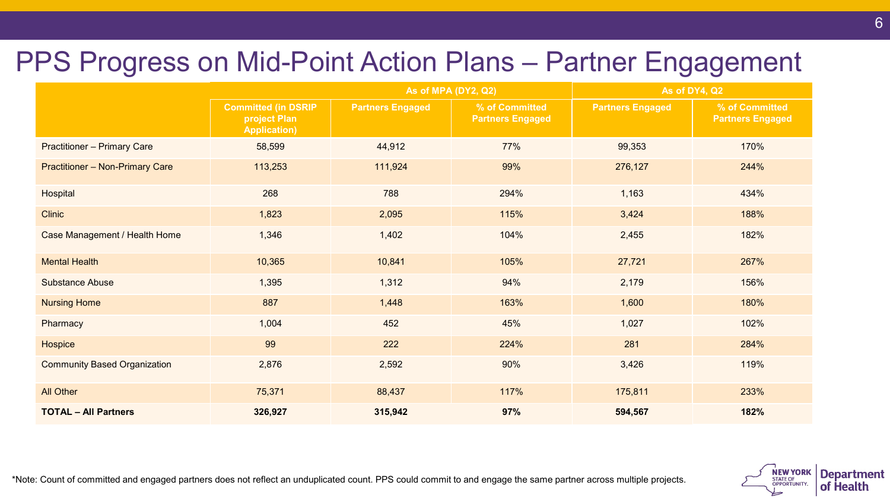# PPS Progress on Mid-Point Action Plans – Partner Engagement

| | As of MPA (DY2, Q2) | | | As of DY4, Q2 | |
|---|---|---|---|---|---|
| | **Committed (in DSRIP project Plan Application)** | **Partners Engaged** | **% of Committed Partners Engaged** | **Partners Engaged** | **% of Committed Partners Engaged** |
| Practitioner – Primary Care | 58,599 | 44,912 | 77% | 99,353 | 170% |
| Practitioner – Non-Primary Care | 113,253 | 111,924 | 99% | 276,127 | 244% |
| Hospital | 268 | 788 | 294% | 1,163 | 434% |
| Clinic | 1,823 | 2,095 | 115% | 3,424 | 188% |
| Case Management / Health Home | 1,346 | 1,402 | 104% | 2,455 | 182% |
| Mental Health | 10,365 | 10,841 | 105% | 27,721 | 267% |
| Substance Abuse | 1,395 | 1,312 | 94% | 2,179 | 156% |
| Nursing Home | 887 | 1,448 | 163% | 1,600 | 180% |
| Pharmacy | 1,004 | 452 | 45% | 1,027 | 102% |
| Hospice | 99 | 222 | 224% | 281 | 284% |
| Community Based Organization | 2,876 | 2,592 | 90% | 3,426 | 119% |
| All Other | 75,371 | 88,437 | 117% | 175,811 | 233% |
| **TOTAL – All Partners** | **326,927** | **315,942** | **97%** | **594,567** | **182%** |

*Note: Count of committed and engaged partners does not reflect an unduplicated count. PPS could commit to and engage the same partner across multiple projects.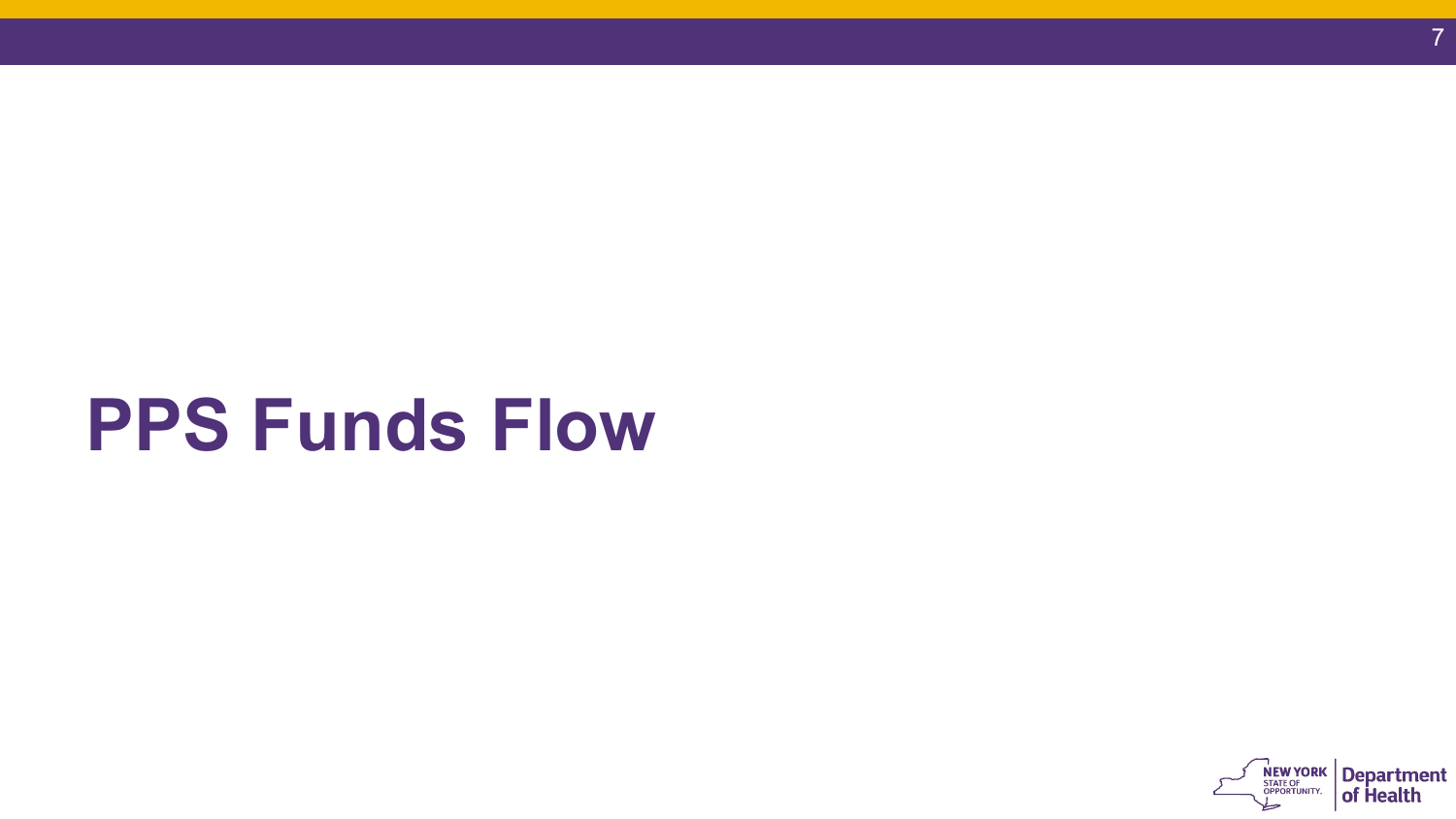# PPS Funds Flow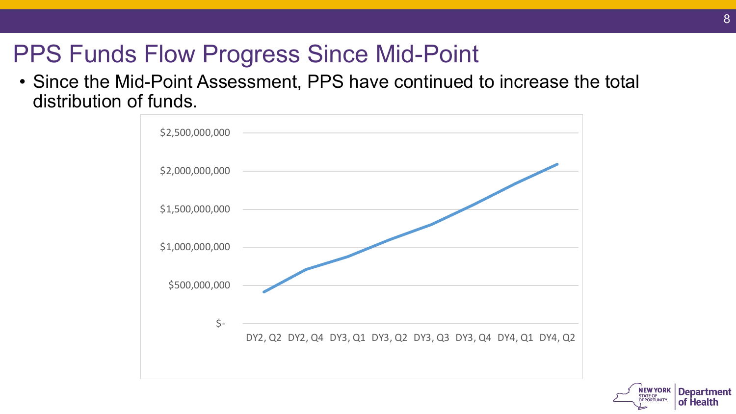# PPS Funds Flow Progress Since Mid-Point

- Since the Mid-Point Assessment, PPS have continued to increase the total distribution of funds.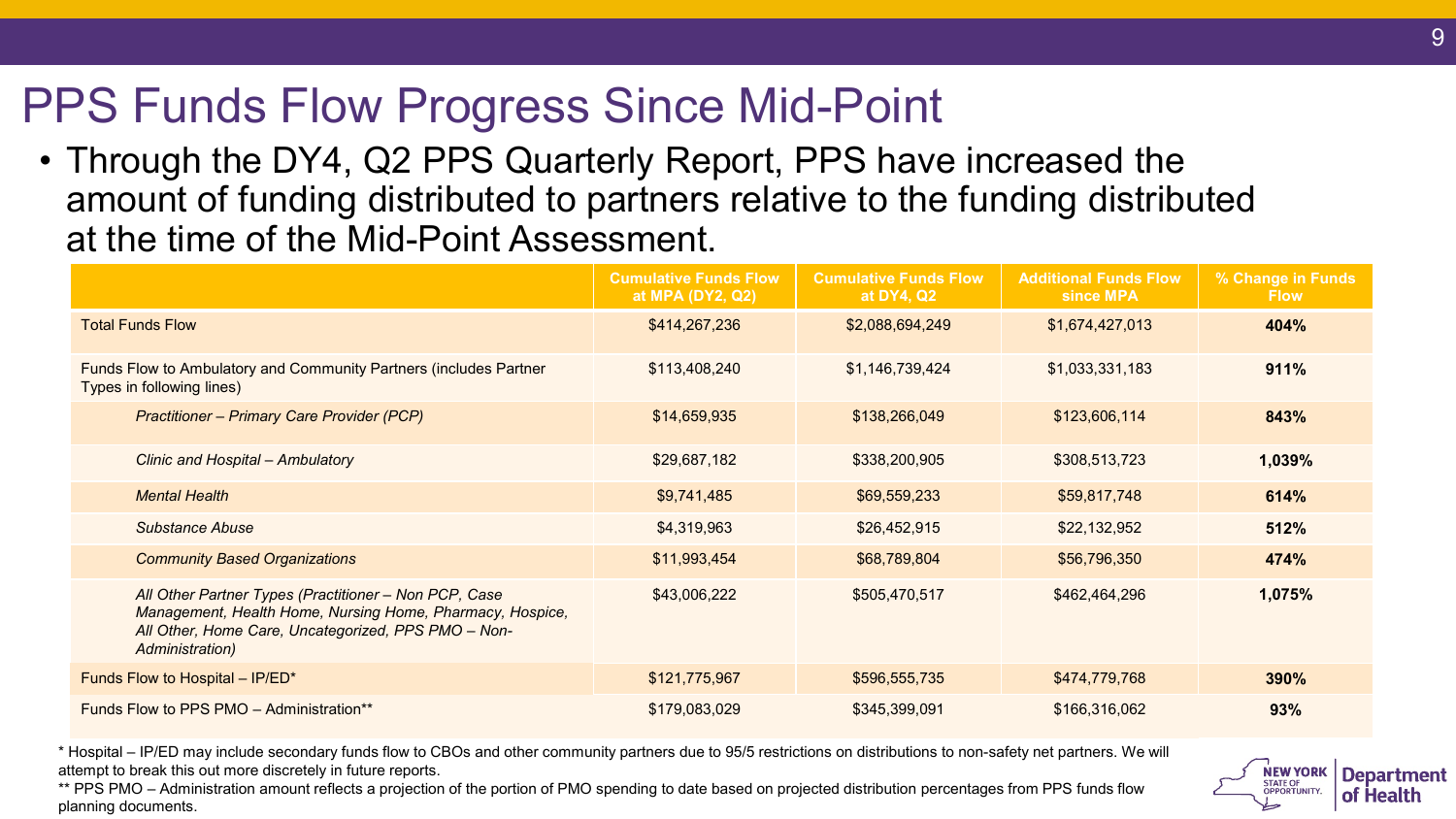# PPS Funds Flow Progress Since Mid-Point

- Through the DY4, Q2 PPS Quarterly Report, PPS have increased the amount of funding distributed to partners relative to the funding distributed at the time of the Mid-Point Assessment.

| | Cumulative Funds Flow at MPA (DY2, Q2) | Cumulative Funds Flow at DY4, Q2 | Additional Funds Flow since MPA | % Change in Funds Flow |
|---|---|---|---|---|
| Total Funds Flow | $414,267,236 | $2,088,694,249 | $1,674,427,013 | **404%** |
| Funds Flow to Ambulatory and Community Partners (includes Partner Types in following lines) | $113,408,240 | $1,146,739,424 | $1,033,331,183 | **911%** |
| *Practitioner – Primary Care Provider (PCP)* | $14,659,935 | $138,266,049 | $123,606,114 | **843%** |
| *Clinic and Hospital – Ambulatory* | $29,687,182 | $338,200,905 | $308,513,723 | **1,039%** |
| *Mental Health* | $9,741,485 | $69,559,233 | $59,817,748 | **614%** |
| *Substance Abuse* | $4,319,963 | $26,452,915 | $22,132,952 | **512%** |
| *Community Based Organizations* | $11,993,454 | $68,789,804 | $56,796,350 | **474%** |
| *All Other Partner Types (Practitioner – Non PCP, Case Management, Health Home, Nursing Home, Pharmacy, Hospice, All Other, Home Care, Uncategorized, PPS PMO – Non-Administration)* | $43,006,222 | $505,470,517 | $462,464,296 | **1,075%** |
| Funds Flow to Hospital – IP/ED* | $121,775,967 | $596,555,735 | $474,779,768 | **390%** |
| Funds Flow to PPS PMO – Administration** | $179,083,029 | $345,399,091 | $166,316,062 | **93%** |

* Hospital – IP/ED may include secondary funds flow to CBOs and other community partners due to 95/5 restrictions on distributions to non-safety net partners. We will attempt to break this out more discretely in future reports.

** PPS PMO – Administration amount reflects a projection of the portion of PMO spending to date based on projected distribution percentages from PPS funds flow planning documents.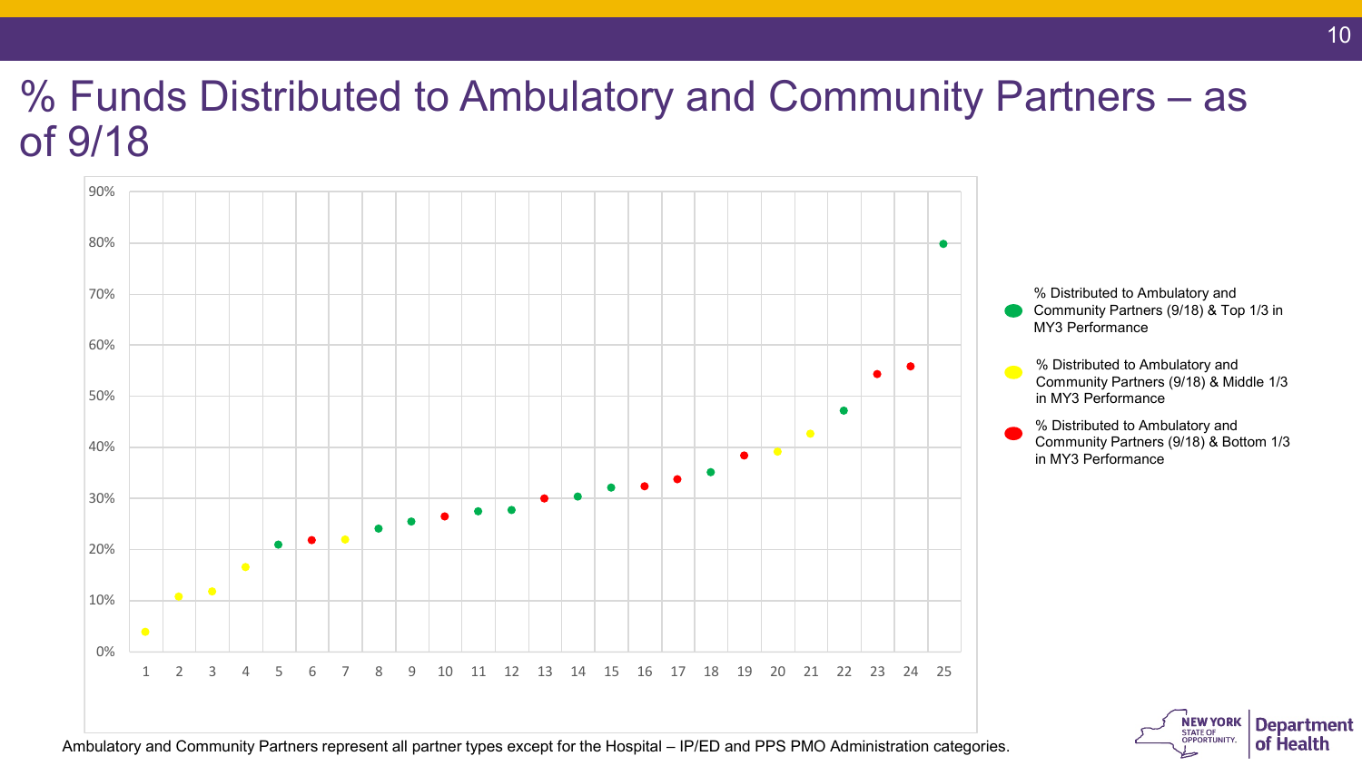# % Funds Distributed to Ambulatory and Community Partners – as of 9/18

| PPS | % Distributed | MY3 Performance |
|---|---|---|
| 1 | ~4% | Middle 1/3 |
| 2 | ~11% | Middle 1/3 |
| 3 | ~12% | Middle 1/3 |
| 4 | ~17% | Middle 1/3 |
| 5 | ~21% | Top 1/3 |
| 6 | ~22% | Bottom 1/3 |
| 7 | ~22% | Middle 1/3 |
| 8 | ~24% | Top 1/3 |
| 9 | ~26% | Top 1/3 |
| 10 | ~27% | Bottom 1/3 |
| 11 | ~28% | Top 1/3 |
| 12 | ~28% | Top 1/3 |
| 13 | ~30% | Bottom 1/3 |
| 14 | ~31% | Top 1/3 |
| 15 | ~32% | Top 1/3 |
| 16 | ~33% | Bottom 1/3 |
| 17 | ~34% | Bottom 1/3 |
| 18 | ~35% | Top 1/3 |
| 19 | ~39% | Bottom 1/3 |
| 20 | ~39% | Middle 1/3 |
| 21 | ~43% | Middle 1/3 |
| 22 | ~47% | Top 1/3 |
| 23 | ~54% | Bottom 1/3 |
| 24 | ~56% | Bottom 1/3 |
| 25 | ~80% | Top 1/3 |

Legend:
- % Distributed to Ambulatory and Community Partners (9/18) & Top 1/3 in MY3 Performance
- % Distributed to Ambulatory and Community Partners (9/18) & Middle 1/3 in MY3 Performance
- % Distributed to Ambulatory and Community Partners (9/18) & Bottom 1/3 in MY3 Performance

Ambulatory and Community Partners represent all partner types except for the Hospital – IP/ED and PPS PMO Administration categories.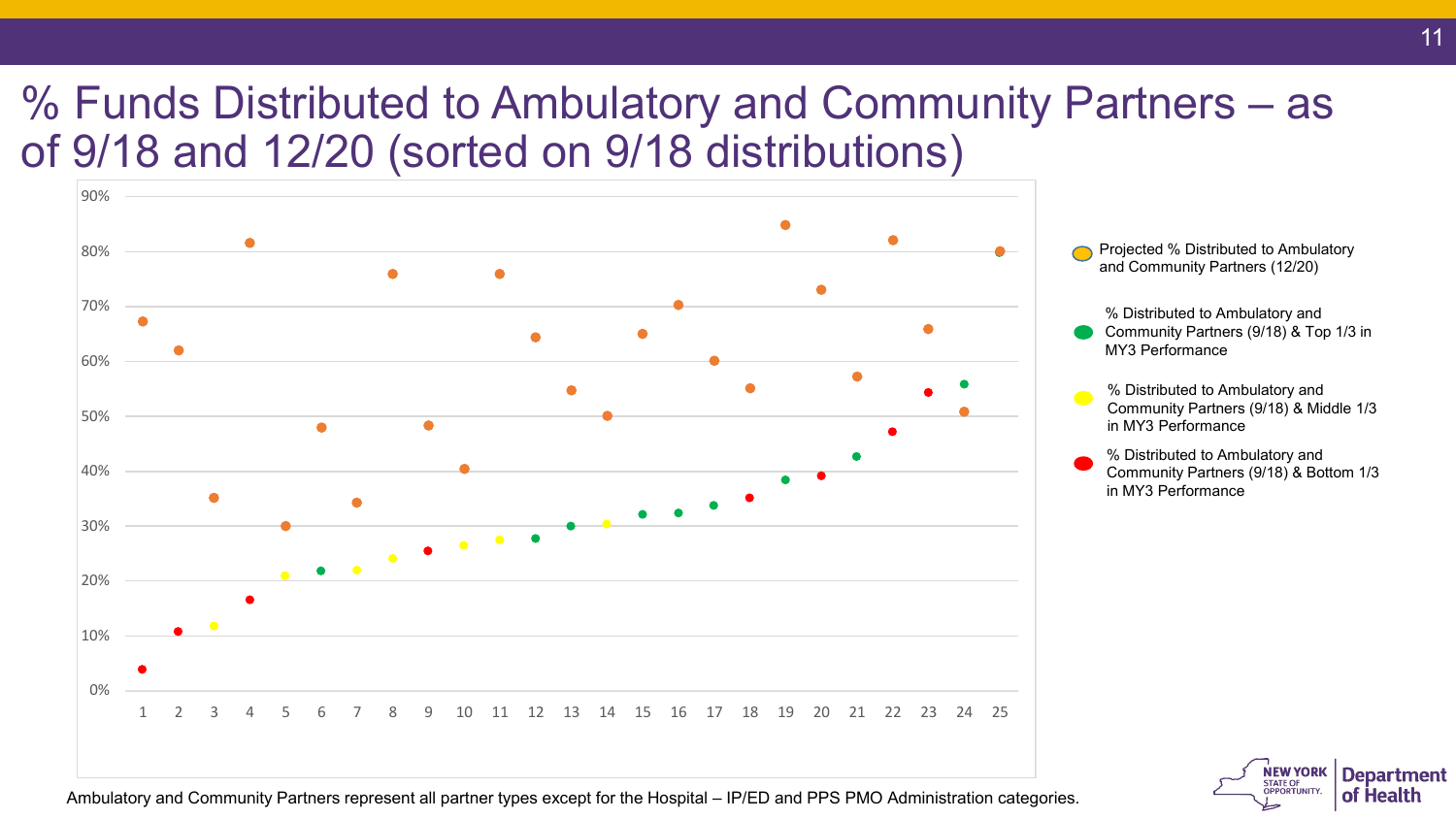# % Funds Distributed to Ambulatory and Community Partners – as of 9/18 and 12/20 (sorted on 9/18 distributions)

Projected % Distributed to Ambulatory and Community Partners (12/20)

% Distributed to Ambulatory and Community Partners (9/18) & Top 1/3 in MY3 Performance

% Distributed to Ambulatory and Community Partners (9/18) & Middle 1/3 in MY3 Performance

% Distributed to Ambulatory and Community Partners (9/18) & Bottom 1/3 in MY3 Performance

Ambulatory and Community Partners represent all partner types except for the Hospital – IP/ED and PPS PMO Administration categories.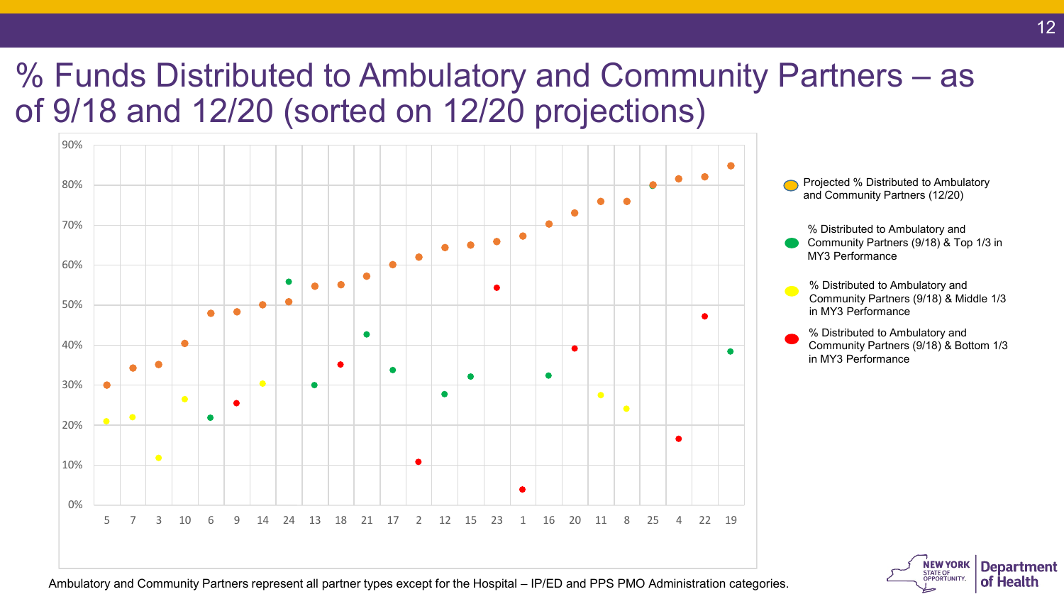# % Funds Distributed to Ambulatory and Community Partners – as of 9/18 and 12/20 (sorted on 12/20 projections)

90%
80%
70%
60%
50%
40%
30%
20%
10%
0%

5 7 3 10 6 9 14 24 13 18 21 17 2 12 15 23 1 16 20 11 8 25 4 22 19

Projected % Distributed to Ambulatory and Community Partners (12/20)

% Distributed to Ambulatory and Community Partners (9/18) & Top 1/3 in MY3 Performance

% Distributed to Ambulatory and Community Partners (9/18) & Middle 1/3 in MY3 Performance

% Distributed to Ambulatory and Community Partners (9/18) & Bottom 1/3 in MY3 Performance

Ambulatory and Community Partners represent all partner types except for the Hospital – IP/ED and PPS PMO Administration categories.